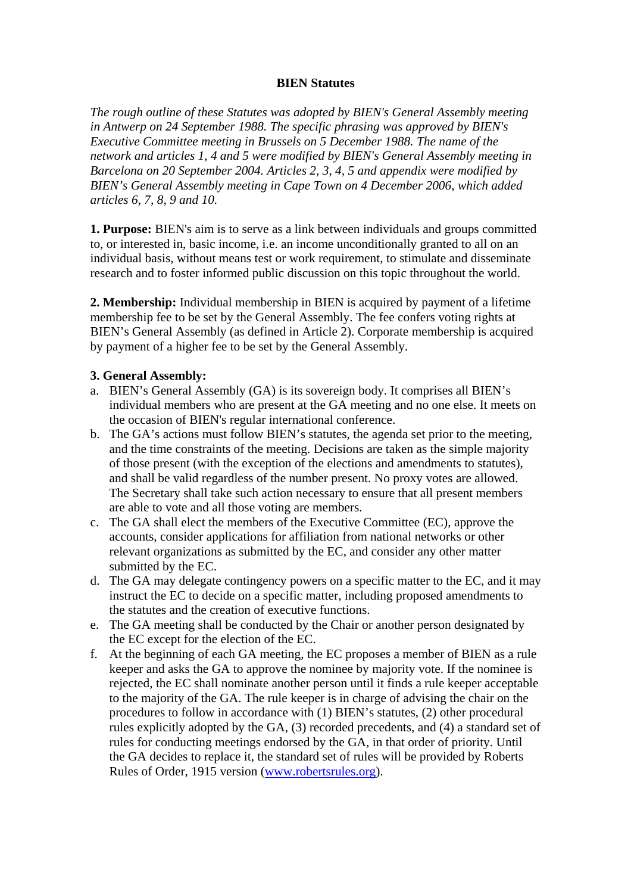# BIEN Statutes

*The rough outline of these Statutes was adopted by BIEN's General Assembly meeting in Antwerp on 24 September 1988. The specific phrasing was approved by BIEN's Executive Committee meeting in Brussels on 5 December 1988. The name of the network and articles 1, 4 and 5 were modified by BIEN's General Assembly meeting in Barcelona on 20 September 2004. Articles 2, 3, 4, 5 and appendix were modified by BIEN's General Assembly meeting in Cape Town on 4 December 2006, which added articles 6, 7, 8, 9 and 10.*

**1. Purpose:** BIEN's aim is to serve as a link between individuals and groups committed to, or interested in, basic income, i.e. an income unconditionally granted to all on an individual basis, without means test or work requirement, to stimulate and disseminate research and to foster informed public discussion on this topic throughout the world.

**2. Membership:** Individual membership in BIEN is acquired by payment of a lifetime membership fee to be set by the General Assembly. The fee confers voting rights at BIEN's General Assembly (as defined in Article 2). Corporate membership is acquired by payment of a higher fee to be set by the General Assembly.

**3. General Assembly:**

a. BIEN's General Assembly (GA) is its sovereign body. It comprises all BIEN's individual members who are present at the GA meeting and no one else. It meets on the occasion of BIEN's regular international conference.
b. The GA's actions must follow BIEN's statutes, the agenda set prior to the meeting, and the time constraints of the meeting. Decisions are taken as the simple majority of those present (with the exception of the elections and amendments to statutes), and shall be valid regardless of the number present. No proxy votes are allowed. The Secretary shall take such action necessary to ensure that all present members are able to vote and all those voting are members.
c. The GA shall elect the members of the Executive Committee (EC), approve the accounts, consider applications for affiliation from national networks or other relevant organizations as submitted by the EC, and consider any other matter submitted by the EC.
d. The GA may delegate contingency powers on a specific matter to the EC, and it may instruct the EC to decide on a specific matter, including proposed amendments to the statutes and the creation of executive functions.
e. The GA meeting shall be conducted by the Chair or another person designated by the EC except for the election of the EC.
f. At the beginning of each GA meeting, the EC proposes a member of BIEN as a rule keeper and asks the GA to approve the nominee by majority vote. If the nominee is rejected, the EC shall nominate another person until it finds a rule keeper acceptable to the majority of the GA. The rule keeper is in charge of advising the chair on the procedures to follow in accordance with (1) BIEN's statutes, (2) other procedural rules explicitly adopted by the GA, (3) recorded precedents, and (4) a standard set of rules for conducting meetings endorsed by the GA, in that order of priority. Until the GA decides to replace it, the standard set of rules will be provided by Roberts Rules of Order, 1915 version ([www.robertsrules.org](www.robertsrules.org)).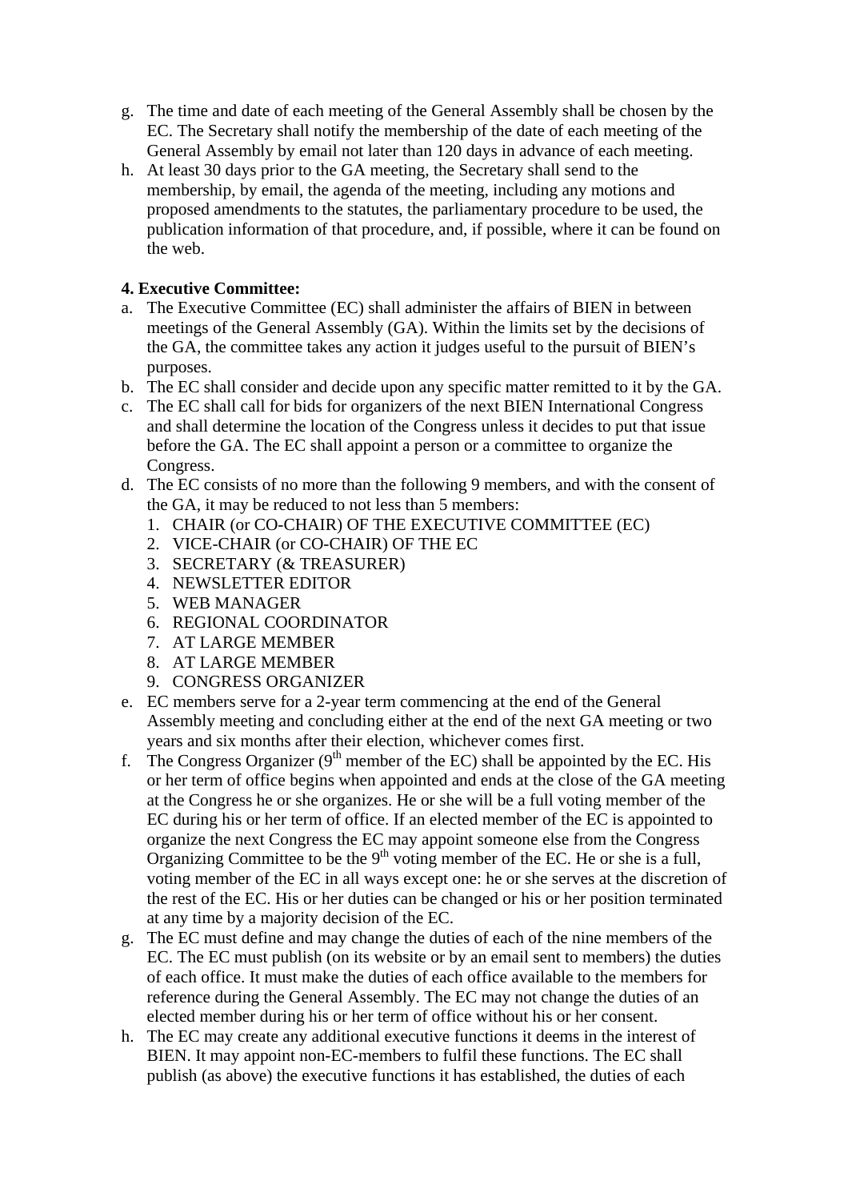g. The time and date of each meeting of the General Assembly shall be chosen by the EC. The Secretary shall notify the membership of the date of each meeting of the General Assembly by email not later than 120 days in advance of each meeting.
h. At least 30 days prior to the GA meeting, the Secretary shall send to the membership, by email, the agenda of the meeting, including any motions and proposed amendments to the statutes, the parliamentary procedure to be used, the publication information of that procedure, and, if possible, where it can be found on the web.

**4. Executive Committee:**

a. The Executive Committee (EC) shall administer the affairs of BIEN in between meetings of the General Assembly (GA). Within the limits set by the decisions of the GA, the committee takes any action it judges useful to the pursuit of BIEN's purposes.
b. The EC shall consider and decide upon any specific matter remitted to it by the GA.
c. The EC shall call for bids for organizers of the next BIEN International Congress and shall determine the location of the Congress unless it decides to put that issue before the GA. The EC shall appoint a person or a committee to organize the Congress.
d. The EC consists of no more than the following 9 members, and with the consent of the GA, it may be reduced to not less than 5 members:
   1. CHAIR (or CO-CHAIR) OF THE EXECUTIVE COMMITTEE (EC)
   2. VICE-CHAIR (or CO-CHAIR) OF THE EC
   3. SECRETARY (& TREASURER)
   4. NEWSLETTER EDITOR
   5. WEB MANAGER
   6. REGIONAL COORDINATOR
   7. AT LARGE MEMBER
   8. AT LARGE MEMBER
   9. CONGRESS ORGANIZER
e. EC members serve for a 2-year term commencing at the end of the General Assembly meeting and concluding either at the end of the next GA meeting or two years and six months after their election, whichever comes first.
f. The Congress Organizer (9th member of the EC) shall be appointed by the EC. His or her term of office begins when appointed and ends at the close of the GA meeting at the Congress he or she organizes. He or she will be a full voting member of the EC during his or her term of office. If an elected member of the EC is appointed to organize the next Congress the EC may appoint someone else from the Congress Organizing Committee to be the 9th voting member of the EC. He or she is a full, voting member of the EC in all ways except one: he or she serves at the discretion of the rest of the EC. His or her duties can be changed or his or her position terminated at any time by a majority decision of the EC.
g. The EC must define and may change the duties of each of the nine members of the EC. The EC must publish (on its website or by an email sent to members) the duties of each office. It must make the duties of each office available to the members for reference during the General Assembly. The EC may not change the duties of an elected member during his or her term of office without his or her consent.
h. The EC may create any additional executive functions it deems in the interest of BIEN. It may appoint non-EC-members to fulfil these functions. The EC shall publish (as above) the executive functions it has established, the duties of each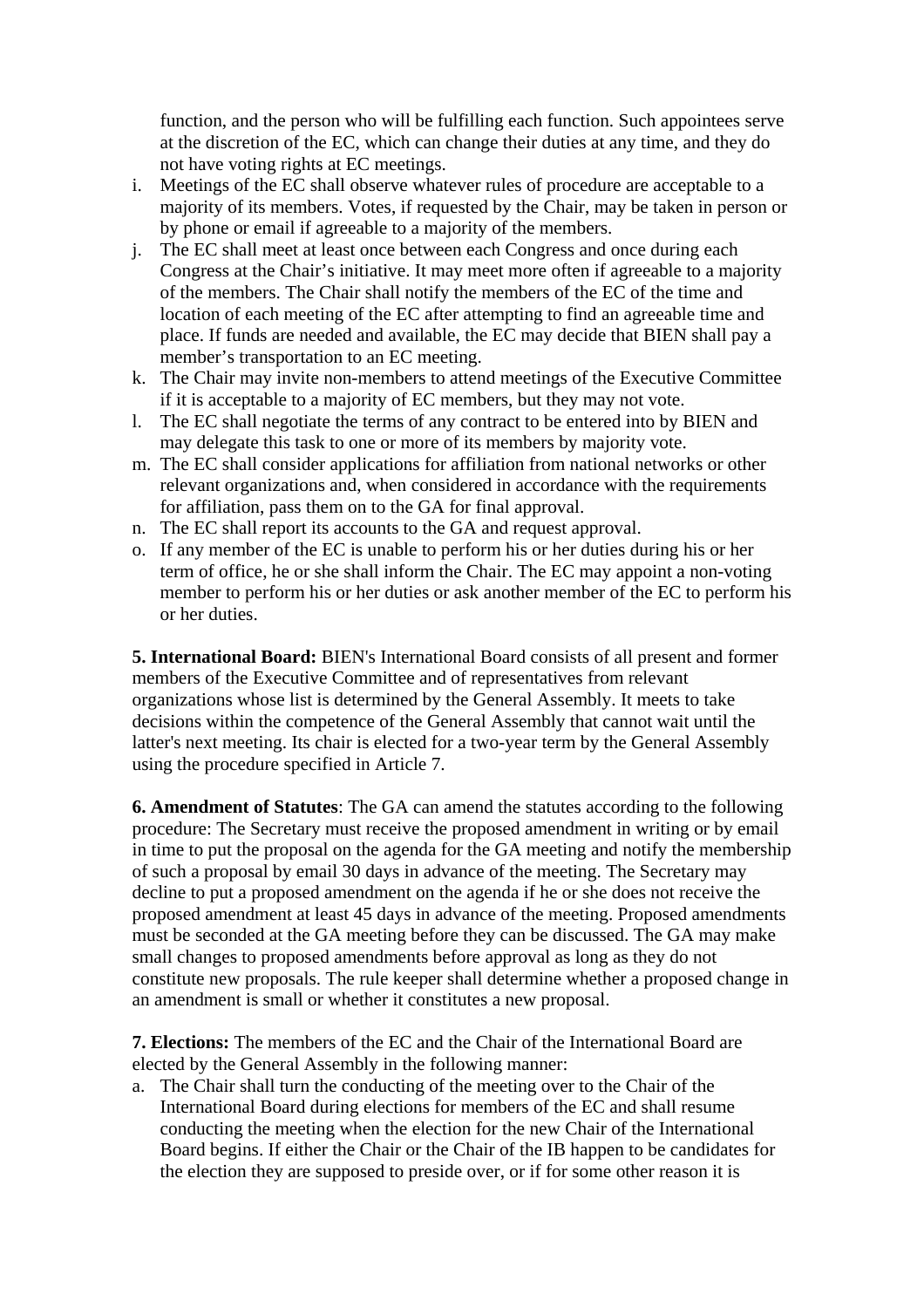function, and the person who will be fulfilling each function. Such appointees serve at the discretion of the EC, which can change their duties at any time, and they do not have voting rights at EC meetings.

i. Meetings of the EC shall observe whatever rules of procedure are acceptable to a majority of its members. Votes, if requested by the Chair, may be taken in person or by phone or email if agreeable to a majority of the members.
j. The EC shall meet at least once between each Congress and once during each Congress at the Chair's initiative. It may meet more often if agreeable to a majority of the members. The Chair shall notify the members of the EC of the time and location of each meeting of the EC after attempting to find an agreeable time and place. If funds are needed and available, the EC may decide that BIEN shall pay a member's transportation to an EC meeting.
k. The Chair may invite non-members to attend meetings of the Executive Committee if it is acceptable to a majority of EC members, but they may not vote.
l. The EC shall negotiate the terms of any contract to be entered into by BIEN and may delegate this task to one or more of its members by majority vote.
m. The EC shall consider applications for affiliation from national networks or other relevant organizations and, when considered in accordance with the requirements for affiliation, pass them on to the GA for final approval.
n. The EC shall report its accounts to the GA and request approval.
o. If any member of the EC is unable to perform his or her duties during his or her term of office, he or she shall inform the Chair. The EC may appoint a non-voting member to perform his or her duties or ask another member of the EC to perform his or her duties.

**5. International Board:** BIEN's International Board consists of all present and former members of the Executive Committee and of representatives from relevant organizations whose list is determined by the General Assembly. It meets to take decisions within the competence of the General Assembly that cannot wait until the latter's next meeting. Its chair is elected for a two-year term by the General Assembly using the procedure specified in Article 7.

**6. Amendment of Statutes**: The GA can amend the statutes according to the following procedure: The Secretary must receive the proposed amendment in writing or by email in time to put the proposal on the agenda for the GA meeting and notify the membership of such a proposal by email 30 days in advance of the meeting. The Secretary may decline to put a proposed amendment on the agenda if he or she does not receive the proposed amendment at least 45 days in advance of the meeting. Proposed amendments must be seconded at the GA meeting before they can be discussed. The GA may make small changes to proposed amendments before approval as long as they do not constitute new proposals. The rule keeper shall determine whether a proposed change in an amendment is small or whether it constitutes a new proposal.

**7. Elections:** The members of the EC and the Chair of the International Board are elected by the General Assembly in the following manner:

a. The Chair shall turn the conducting of the meeting over to the Chair of the International Board during elections for members of the EC and shall resume conducting the meeting when the election for the new Chair of the International Board begins. If either the Chair or the Chair of the IB happen to be candidates for the election they are supposed to preside over, or if for some other reason it is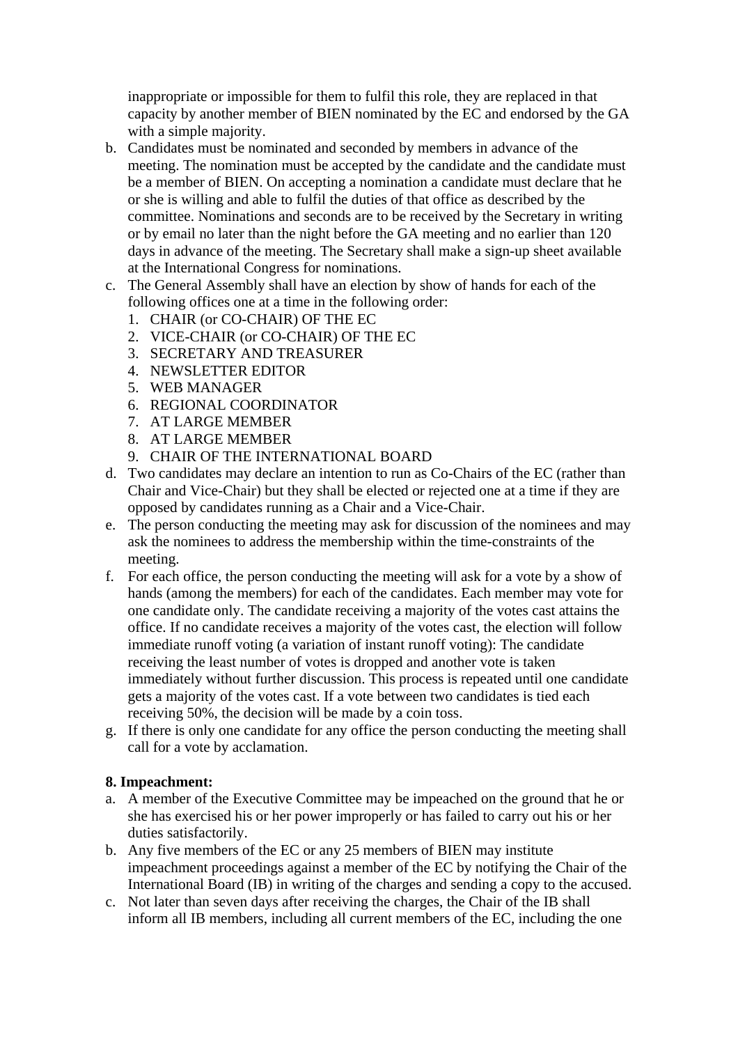inappropriate or impossible for them to fulfil this role, they are replaced in that capacity by another member of BIEN nominated by the EC and endorsed by the GA with a simple majority.

b. Candidates must be nominated and seconded by members in advance of the meeting. The nomination must be accepted by the candidate and the candidate must be a member of BIEN. On accepting a nomination a candidate must declare that he or she is willing and able to fulfil the duties of that office as described by the committee. Nominations and seconds are to be received by the Secretary in writing or by email no later than the night before the GA meeting and no earlier than 120 days in advance of the meeting. The Secretary shall make a sign-up sheet available at the International Congress for nominations.
c. The General Assembly shall have an election by show of hands for each of the following offices one at a time in the following order:
    1. CHAIR (or CO-CHAIR) OF THE EC
    2. VICE-CHAIR (or CO-CHAIR) OF THE EC
    3. SECRETARY AND TREASURER
    4. NEWSLETTER EDITOR
    5. WEB MANAGER
    6. REGIONAL COORDINATOR
    7. AT LARGE MEMBER
    8. AT LARGE MEMBER
    9. CHAIR OF THE INTERNATIONAL BOARD
d. Two candidates may declare an intention to run as Co-Chairs of the EC (rather than Chair and Vice-Chair) but they shall be elected or rejected one at a time if they are opposed by candidates running as a Chair and a Vice-Chair.
e. The person conducting the meeting may ask for discussion of the nominees and may ask the nominees to address the membership within the time-constraints of the meeting.
f. For each office, the person conducting the meeting will ask for a vote by a show of hands (among the members) for each of the candidates. Each member may vote for one candidate only. The candidate receiving a majority of the votes cast attains the office. If no candidate receives a majority of the votes cast, the election will follow immediate runoff voting (a variation of instant runoff voting): The candidate receiving the least number of votes is dropped and another vote is taken immediately without further discussion. This process is repeated until one candidate gets a majority of the votes cast. If a vote between two candidates is tied each receiving 50%, the decision will be made by a coin toss.
g. If there is only one candidate for any office the person conducting the meeting shall call for a vote by acclamation.

**8. Impeachment:**

a. A member of the Executive Committee may be impeached on the ground that he or she has exercised his or her power improperly or has failed to carry out his or her duties satisfactorily.
b. Any five members of the EC or any 25 members of BIEN may institute impeachment proceedings against a member of the EC by notifying the Chair of the International Board (IB) in writing of the charges and sending a copy to the accused.
c. Not later than seven days after receiving the charges, the Chair of the IB shall inform all IB members, including all current members of the EC, including the one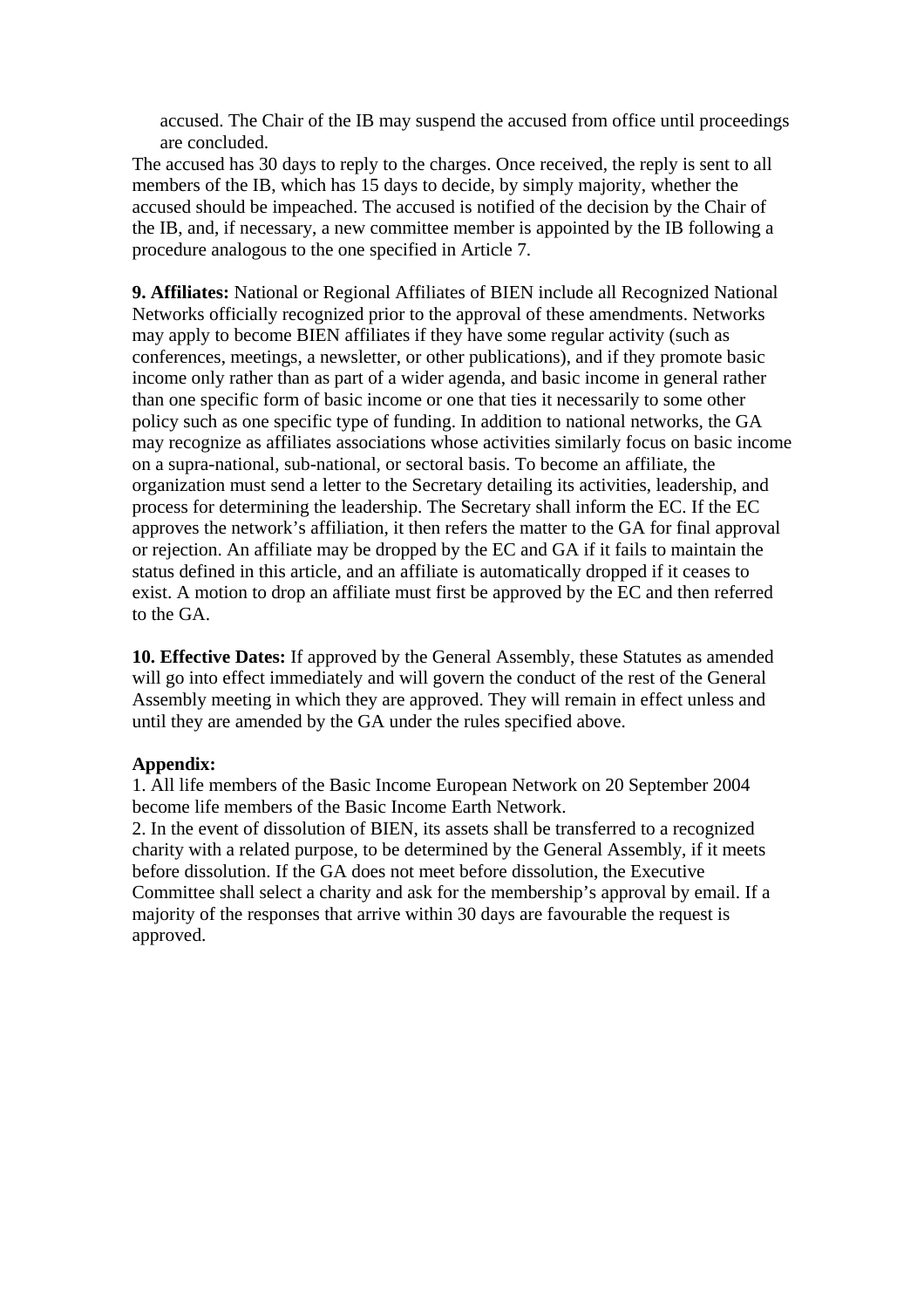accused. The Chair of the IB may suspend the accused from office until proceedings are concluded.

The accused has 30 days to reply to the charges. Once received, the reply is sent to all members of the IB, which has 15 days to decide, by simply majority, whether the accused should be impeached. The accused is notified of the decision by the Chair of the IB, and, if necessary, a new committee member is appointed by the IB following a procedure analogous to the one specified in Article 7.

**9. Affiliates:** National or Regional Affiliates of BIEN include all Recognized National Networks officially recognized prior to the approval of these amendments. Networks may apply to become BIEN affiliates if they have some regular activity (such as conferences, meetings, a newsletter, or other publications), and if they promote basic income only rather than as part of a wider agenda, and basic income in general rather than one specific form of basic income or one that ties it necessarily to some other policy such as one specific type of funding. In addition to national networks, the GA may recognize as affiliates associations whose activities similarly focus on basic income on a supra-national, sub-national, or sectoral basis. To become an affiliate, the organization must send a letter to the Secretary detailing its activities, leadership, and process for determining the leadership. The Secretary shall inform the EC. If the EC approves the network's affiliation, it then refers the matter to the GA for final approval or rejection. An affiliate may be dropped by the EC and GA if it fails to maintain the status defined in this article, and an affiliate is automatically dropped if it ceases to exist. A motion to drop an affiliate must first be approved by the EC and then referred to the GA.

**10. Effective Dates:** If approved by the General Assembly, these Statutes as amended will go into effect immediately and will govern the conduct of the rest of the General Assembly meeting in which they are approved. They will remain in effect unless and until they are amended by the GA under the rules specified above.

**Appendix:**

1. All life members of the Basic Income European Network on 20 September 2004 become life members of the Basic Income Earth Network.
2. In the event of dissolution of BIEN, its assets shall be transferred to a recognized charity with a related purpose, to be determined by the General Assembly, if it meets before dissolution. If the GA does not meet before dissolution, the Executive Committee shall select a charity and ask for the membership's approval by email. If a majority of the responses that arrive within 30 days are favourable the request is approved.